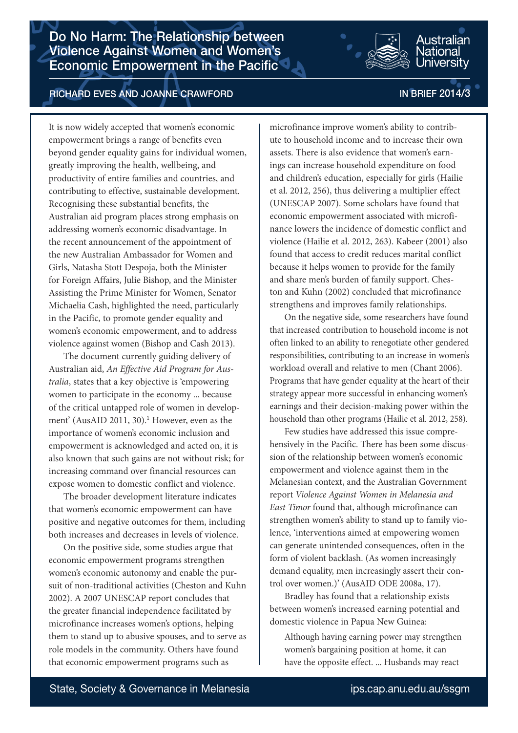# Do No Harm: The Relationship between Violence Against Women and Women's Economic Empowerment in the Pacific

RICHARD EVES AND JOANNE CRAWFORD

IN BRIEF 2014/3

It is now widely accepted that women's economic empowerment brings a range of benefits even beyond gender equality gains for individual women, greatly improving the health, wellbeing, and productivity of entire families and countries, and contributing to effective, sustainable development. Recognising these substantial benefits, the Australian aid program places strong emphasis on addressing women's economic disadvantage. In the recent announcement of the appointment of the new Australian Ambassador for Women and Girls, Natasha Stott Despoja, both the Minister for Foreign Affairs, Julie Bishop, and the Minister Assisting the Prime Minister for Women, Senator Michaelia Cash, highlighted the need, particularly in the Pacific, to promote gender equality and women's economic empowerment, and to address violence against women (Bishop and Cash 2013).

The document currently guiding delivery of Australian aid, *An Effective Aid Program for Australia*, states that a key objective is 'empowering women to participate in the economy ... because of the critical untapped role of women in development' (AusAID 2011, 30).[1] However, even as the importance of women's economic inclusion and empowerment is acknowledged and acted on, it is also known that such gains are not without risk; for increasing command over financial resources can expose women to domestic conflict and violence.

The broader development literature indicates that women's economic empowerment can have positive and negative outcomes for them, including both increases and decreases in levels of violence.

On the positive side, some studies argue that economic empowerment programs strengthen women's economic autonomy and enable the pursuit of non-traditional activities (Cheston and Kuhn 2002). A 2007 UNESCAP report concludes that the greater financial independence facilitated by microfinance increases women's options, helping them to stand up to abusive spouses, and to serve as role models in the community. Others have found that economic empowerment programs such as microfinance improve women's ability to contribute to household income and to increase their own assets. There is also evidence that women's earnings can increase household expenditure on food and children's education, especially for girls (Hailie et al. 2012, 256), thus delivering a multiplier effect (UNESCAP 2007). Some scholars have found that economic empowerment associated with microfinance lowers the incidence of domestic conflict and violence (Hailie et al. 2012, 263). Kabeer (2001) also found that access to credit reduces marital conflict because it helps women to provide for the family and share men's burden of family support. Cheston and Kuhn (2002) concluded that microfinance strengthens and improves family relationships.

On the negative side, some researchers have found that increased contribution to household income is not often linked to an ability to renegotiate other gendered responsibilities, contributing to an increase in women's workload overall and relative to men (Chant 2006). Programs that have gender equality at the heart of their strategy appear more successful in enhancing women's earnings and their decision-making power within the household than other programs (Hailie et al. 2012, 258).

Few studies have addressed this issue comprehensively in the Pacific. There has been some discussion of the relationship between women's economic empowerment and violence against them in the Melanesian context, and the Australian Government report *Violence Against Women in Melanesia and East Timor* found that, although microfinance can strengthen women's ability to stand up to family violence, 'interventions aimed at empowering women can generate unintended consequences, often in the form of violent backlash. (As women increasingly demand equality, men increasingly assert their control over women.)' (AusAID ODE 2008a, 17).

Bradley has found that a relationship exists between women's increased earning potential and domestic violence in Papua New Guinea:

> Although having earning power may strengthen women's bargaining position at home, it can have the opposite effect. ... Husbands may react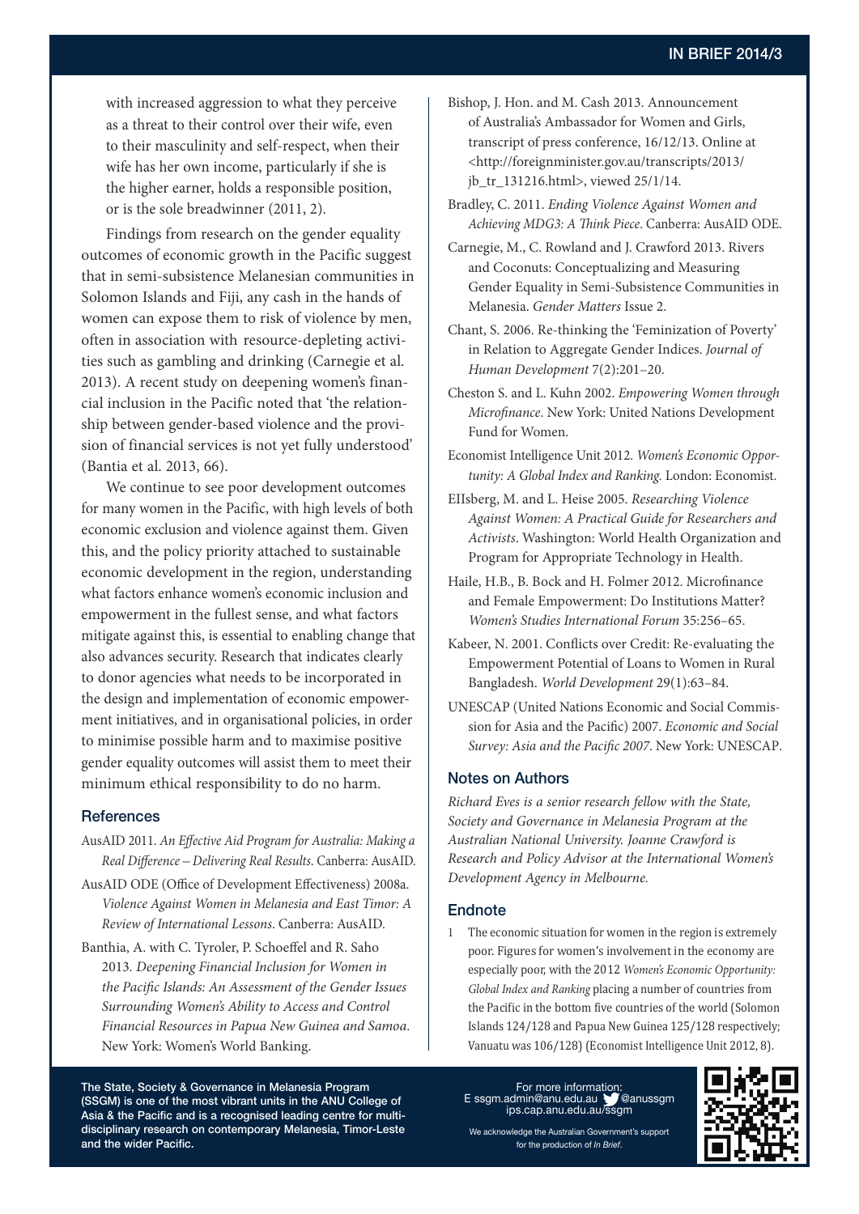with increased aggression to what they perceive as a threat to their control over their wife, even to their masculinity and self-respect, when their wife has her own income, particularly if she is the higher earner, holds a responsible position, or is the sole breadwinner (2011, 2).

Findings from research on the gender equality outcomes of economic growth in the Pacific suggest that in semi-subsistence Melanesian communities in Solomon Islands and Fiji, any cash in the hands of women can expose them to risk of violence by men, often in association with resource-depleting activities such as gambling and drinking (Carnegie et al. 2013). A recent study on deepening women's financial inclusion in the Pacific noted that 'the relationship between gender-based violence and the provision of financial services is not yet fully understood' (Bantia et al. 2013, 66).

We continue to see poor development outcomes for many women in the Pacific, with high levels of both economic exclusion and violence against them. Given this, and the policy priority attached to sustainable economic development in the region, understanding what factors enhance women's economic inclusion and empowerment in the fullest sense, and what factors mitigate against this, is essential to enabling change that also advances security. Research that indicates clearly to donor agencies what needs to be incorporated in the design and implementation of economic empowerment initiatives, and in organisational policies, in order to minimise possible harm and to maximise positive gender equality outcomes will assist them to meet their minimum ethical responsibility to do no harm.

## References

AusAID 2011. *An Effective Aid Program for Australia: Making a Real Difference—Delivering Real Results*. Canberra: AusAID.

AusAID ODE (Office of Development Effectiveness) 2008a. *Violence Against Women in Melanesia and East Timor: A Review of International Lessons*. Canberra: AusAID.

Banthia, A. with C. Tyroler, P. Schoeffel and R. Saho 2013. *Deepening Financial Inclusion for Women in the Pacific Islands: An Assessment of the Gender Issues Surrounding Women's Ability to Access and Control Financial Resources in Papua New Guinea and Samoa*. New York: Women's World Banking.

Bishop, J. Hon. and M. Cash 2013. Announcement of Australia's Ambassador for Women and Girls, transcript of press conference, 16/12/13. Online at <http://foreignminister.gov.au/transcripts/2013/jb_tr_131216.html>, viewed 25/1/14.

Bradley, C. 2011. *Ending Violence Against Women and Achieving MDG3: A Think Piece*. Canberra: AusAID ODE.

Carnegie, M., C. Rowland and J. Crawford 2013. Rivers and Coconuts: Conceptualizing and Measuring Gender Equality in Semi-Subsistence Communities in Melanesia. *Gender Matters* Issue 2.

Chant, S. 2006. Re-thinking the 'Feminization of Poverty' in Relation to Aggregate Gender Indices. *Journal of Human Development* 7(2):201–20.

Cheston S. and L. Kuhn 2002. *Empowering Women through Microfinance*. New York: United Nations Development Fund for Women.

Economist Intelligence Unit 2012. *Women's Economic Opportunity: A Global Index and Ranking*. London: Economist.

EIlsberg, M. and L. Heise 2005. *Researching Violence Against Women: A Practical Guide for Researchers and Activists*. Washington: World Health Organization and Program for Appropriate Technology in Health.

Haile, H.B., B. Bock and H. Folmer 2012. Microfinance and Female Empowerment: Do Institutions Matter? *Women's Studies International Forum* 35:256–65.

Kabeer, N. 2001. Conflicts over Credit: Re-evaluating the Empowerment Potential of Loans to Women in Rural Bangladesh. *World Development* 29(1):63–84.

UNESCAP (United Nations Economic and Social Commission for Asia and the Pacific) 2007. *Economic and Social Survey: Asia and the Pacific 2007*. New York: UNESCAP.

## Notes on Authors

*Richard Eves is a senior research fellow with the State, Society and Governance in Melanesia Program at the Australian National University. Joanne Crawford is Research and Policy Advisor at the International Women's Development Agency in Melbourne.*

## Endnote

1 The economic situation for women in the region is extremely poor. Figures for women's involvement in the economy are especially poor, with the 2012 *Women's Economic Opportunity: Global Index and Ranking* placing a number of countries from the Pacific in the bottom five countries of the world (Solomon Islands 124/128 and Papua New Guinea 125/128 respectively; Vanuatu was 106/128) (Economist Intelligence Unit 2012, 8).

**The State, Society & Governance in Melanesia Program (SSGM) is one of the most vibrant units in the ANU College of Asia & the Pacific and is a recognised leading centre for multi-disciplinary research on contemporary Melanesia, Timor-Leste and the wider Pacific.**

For more information:
E ssgm.admin@anu.edu.au @anussgm
ips.cap.anu.edu.au/ssgm

We acknowledge the Australian Government's support for the production of *In Brief*.